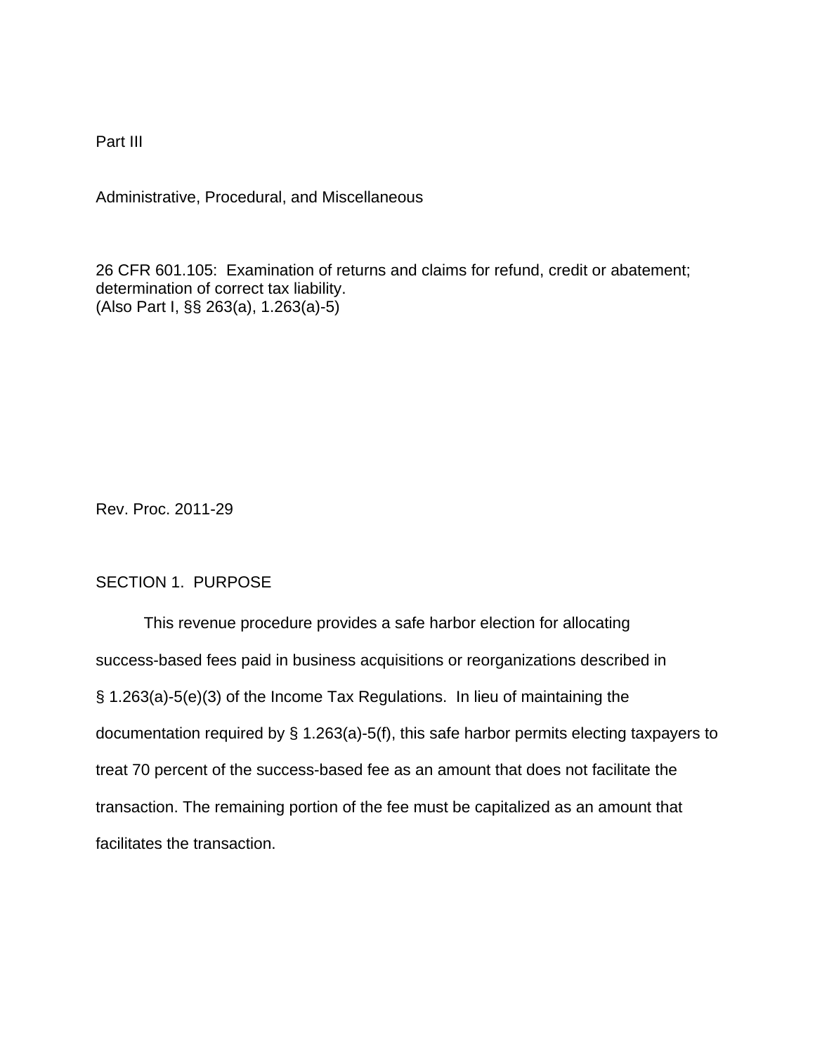Part III

Administrative, Procedural, and Miscellaneous

26 CFR 601.105: Examination of returns and claims for refund, credit or abatement; determination of correct tax liability.
(Also Part I, §§ 263(a), 1.263(a)-5)

Rev. Proc. 2011-29

## SECTION 1. PURPOSE

This revenue procedure provides a safe harbor election for allocating success-based fees paid in business acquisitions or reorganizations described in § 1.263(a)-5(e)(3) of the Income Tax Regulations. In lieu of maintaining the documentation required by § 1.263(a)-5(f), this safe harbor permits electing taxpayers to treat 70 percent of the success-based fee as an amount that does not facilitate the transaction. The remaining portion of the fee must be capitalized as an amount that facilitates the transaction.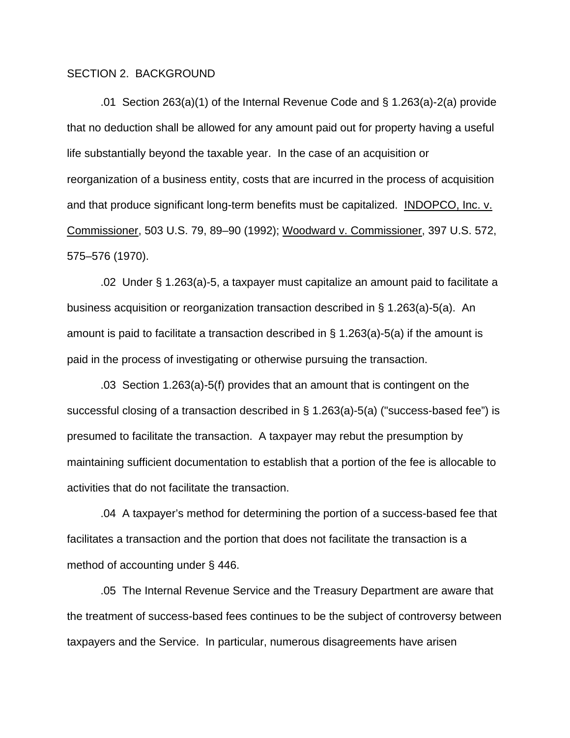SECTION 2. BACKGROUND

.01 Section 263(a)(1) of the Internal Revenue Code and § 1.263(a)-2(a) provide that no deduction shall be allowed for any amount paid out for property having a useful life substantially beyond the taxable year. In the case of an acquisition or reorganization of a business entity, costs that are incurred in the process of acquisition and that produce significant long-term benefits must be capitalized. INDOPCO, Inc. v. Commissioner, 503 U.S. 79, 89–90 (1992); Woodward v. Commissioner, 397 U.S. 572, 575–576 (1970).

.02 Under § 1.263(a)-5, a taxpayer must capitalize an amount paid to facilitate a business acquisition or reorganization transaction described in § 1.263(a)-5(a). An amount is paid to facilitate a transaction described in § 1.263(a)-5(a) if the amount is paid in the process of investigating or otherwise pursuing the transaction.

.03 Section 1.263(a)-5(f) provides that an amount that is contingent on the successful closing of a transaction described in § 1.263(a)-5(a) ("success-based fee") is presumed to facilitate the transaction. A taxpayer may rebut the presumption by maintaining sufficient documentation to establish that a portion of the fee is allocable to activities that do not facilitate the transaction.

.04 A taxpayer's method for determining the portion of a success-based fee that facilitates a transaction and the portion that does not facilitate the transaction is a method of accounting under § 446.

.05 The Internal Revenue Service and the Treasury Department are aware that the treatment of success-based fees continues to be the subject of controversy between taxpayers and the Service. In particular, numerous disagreements have arisen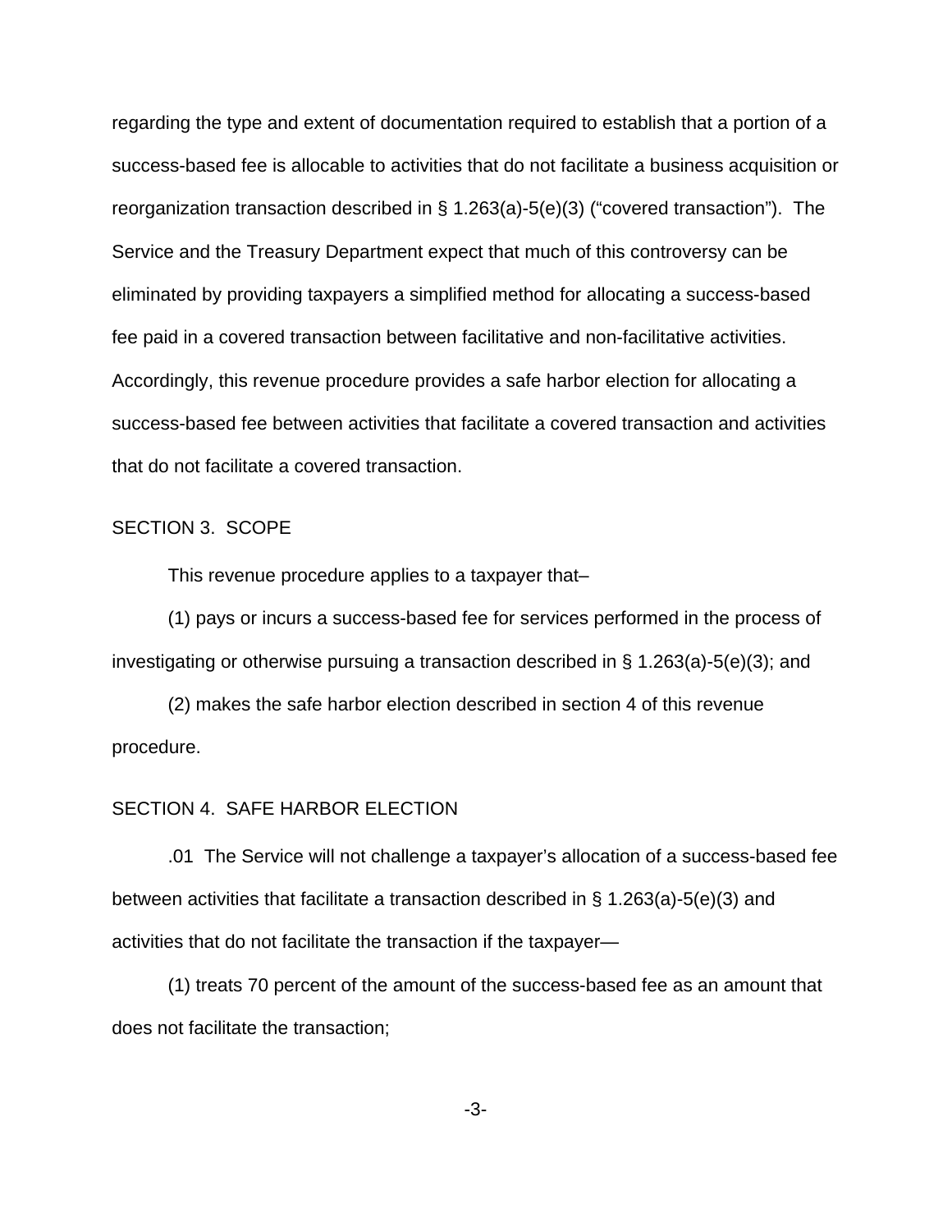regarding the type and extent of documentation required to establish that a portion of a success-based fee is allocable to activities that do not facilitate a business acquisition or reorganization transaction described in § 1.263(a)-5(e)(3) ("covered transaction"). The Service and the Treasury Department expect that much of this controversy can be eliminated by providing taxpayers a simplified method for allocating a success-based fee paid in a covered transaction between facilitative and non-facilitative activities. Accordingly, this revenue procedure provides a safe harbor election for allocating a success-based fee between activities that facilitate a covered transaction and activities that do not facilitate a covered transaction.

## SECTION 3. SCOPE

This revenue procedure applies to a taxpayer that–

(1) pays or incurs a success-based fee for services performed in the process of investigating or otherwise pursuing a transaction described in § 1.263(a)-5(e)(3); and

(2) makes the safe harbor election described in section 4 of this revenue procedure.

## SECTION 4. SAFE HARBOR ELECTION

.01 The Service will not challenge a taxpayer's allocation of a success-based fee between activities that facilitate a transaction described in § 1.263(a)-5(e)(3) and activities that do not facilitate the transaction if the taxpayer—

(1) treats 70 percent of the amount of the success-based fee as an amount that does not facilitate the transaction;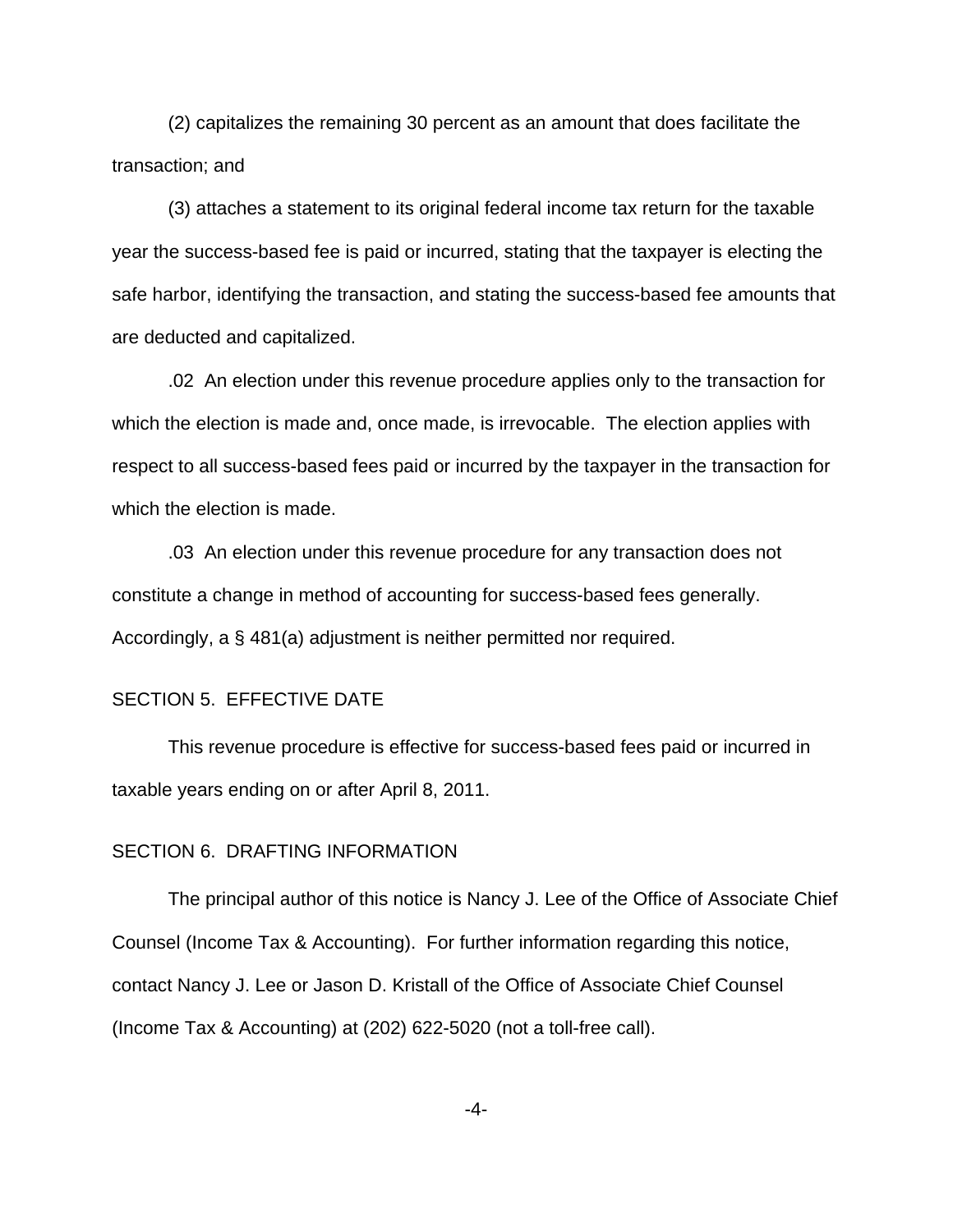(2) capitalizes the remaining 30 percent as an amount that does facilitate the transaction; and

(3) attaches a statement to its original federal income tax return for the taxable year the success-based fee is paid or incurred, stating that the taxpayer is electing the safe harbor, identifying the transaction, and stating the success-based fee amounts that are deducted and capitalized.

.02 An election under this revenue procedure applies only to the transaction for which the election is made and, once made, is irrevocable. The election applies with respect to all success-based fees paid or incurred by the taxpayer in the transaction for which the election is made.

.03 An election under this revenue procedure for any transaction does not constitute a change in method of accounting for success-based fees generally. Accordingly, a § 481(a) adjustment is neither permitted nor required.

## SECTION 5. EFFECTIVE DATE

This revenue procedure is effective for success-based fees paid or incurred in taxable years ending on or after April 8, 2011.

## SECTION 6. DRAFTING INFORMATION

The principal author of this notice is Nancy J. Lee of the Office of Associate Chief Counsel (Income Tax & Accounting). For further information regarding this notice, contact Nancy J. Lee or Jason D. Kristall of the Office of Associate Chief Counsel (Income Tax & Accounting) at (202) 622-5020 (not a toll-free call).